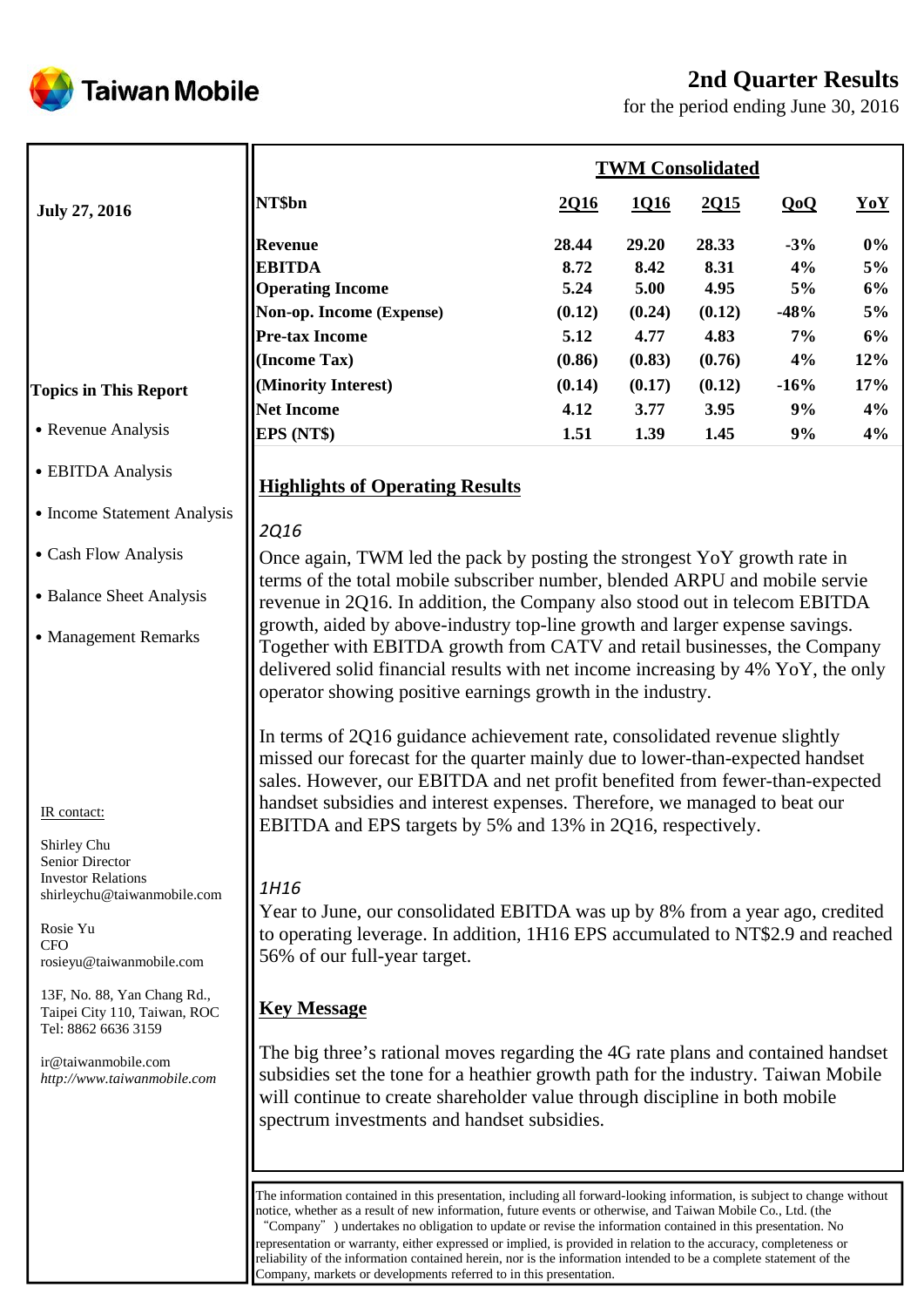Taiwan Mobile

# 2nd Quarter Results

for the period ending June 30, 2016

**July 27, 2016**

| NT$bn | 2Q16 | 1Q16 | 2Q15 | QoQ | YoY |
|---|---|---|---|---|---|
| | **TWM Consolidated** | | | | |
| **Revenue** | 28.44 | 29.20 | 28.33 | -3% | 0% |
| **EBITDA** | 8.72 | 8.42 | 8.31 | 4% | 5% |
| **Operating Income** | 5.24 | 5.00 | 4.95 | 5% | 6% |
| **Non-op. Income (Expense)** | (0.12) | (0.24) | (0.12) | -48% | 5% |
| **Pre-tax Income** | 5.12 | 4.77 | 4.83 | 7% | 6% |
| **(Income Tax)** | (0.86) | (0.83) | (0.76) | 4% | 12% |
| **(Minority Interest)** | (0.14) | (0.17) | (0.12) | -16% | 17% |
| **Net Income** | 4.12 | 3.77 | 3.95 | 9% | 4% |
| **EPS (NT$)** | 1.51 | 1.39 | 1.45 | 9% | 4% |

**Topics in This Report**

- Revenue Analysis
- EBITDA Analysis
- Income Statement Analysis
- Cash Flow Analysis
- Balance Sheet Analysis
- Management Remarks

## Highlights of Operating Results

*2Q16*

Once again, TWM led the pack by posting the strongest YoY growth rate in terms of the total mobile subscriber number, blended ARPU and mobile servie revenue in 2Q16. In addition, the Company also stood out in telecom EBITDA growth, aided by above-industry top-line growth and larger expense savings. Together with EBITDA growth from CATV and retail businesses, the Company delivered solid financial results with net income increasing by 4% YoY, the only operator showing positive earnings growth in the industry.

In terms of 2Q16 guidance achievement rate, consolidated revenue slightly missed our forecast for the quarter mainly due to lower-than-expected handset sales. However, our EBITDA and net profit benefited from fewer-than-expected handset subsidies and interest expenses. Therefore, we managed to beat our EBITDA and EPS targets by 5% and 13% in 2Q16, respectively.

*1H16*

Year to June, our consolidated EBITDA was up by 8% from a year ago, credited to operating leverage. In addition, 1H16 EPS accumulated to NT$2.9 and reached 56% of our full-year target.

## Key Message

The big three's rational moves regarding the 4G rate plans and contained handset subsidies set the tone for a heathier growth path for the industry. Taiwan Mobile will continue to create shareholder value through discipline in both mobile spectrum investments and handset subsidies.

IR contact:

Shirley Chu
Senior Director
Investor Relations
shirleychu@taiwanmobile.com

Rosie Yu
CFO
rosieyu@taiwanmobile.com

13F, No. 88, Yan Chang Rd.,
Taipei City 110, Taiwan, ROC
Tel: 8862 6636 3159

ir@taiwanmobile.com
*http://www.taiwanmobile.com*

The information contained in this presentation, including all forward-looking information, is subject to change without notice, whether as a result of new information, future events or otherwise, and Taiwan Mobile Co., Ltd. (the "Company") undertakes no obligation to update or revise the information contained in this presentation. No representation or warranty, either expressed or implied, is provided in relation to the accuracy, completeness or reliability of the information contained herein, nor is the information intended to be a complete statement of the Company, markets or developments referred to in this presentation.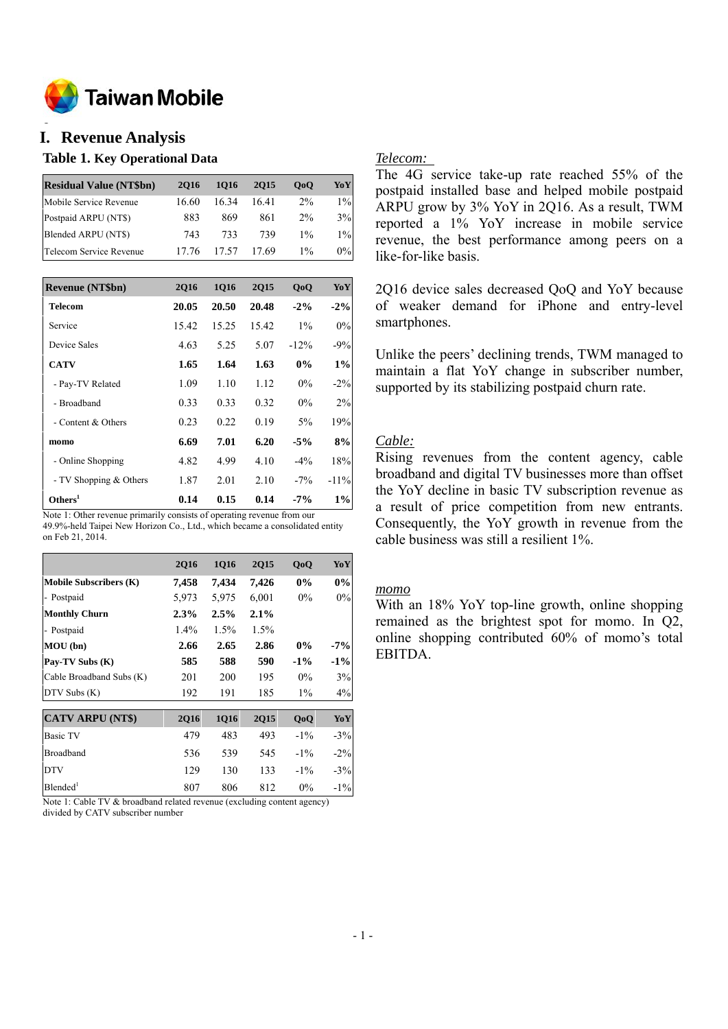Taiwan Mobile

# I. Revenue Analysis

## Table 1. Key Operational Data

| Residual Value (NT$bn) | 2Q16 | 1Q16 | 2Q15 | QoQ | YoY |
|---|---|---|---|---|---|
| Mobile Service Revenue | 16.60 | 16.34 | 16.41 | 2% | 1% |
| Postpaid ARPU (NT$) | 883 | 869 | 861 | 2% | 3% |
| Blended ARPU (NT$) | 743 | 733 | 739 | 1% | 1% |
| Telecom Service Revenue | 17.76 | 17.57 | 17.69 | 1% | 0% |

| Revenue (NT$bn) | 2Q16 | 1Q16 | 2Q15 | QoQ | YoY |
|---|---|---|---|---|---|
| **Telecom** | **20.05** | **20.50** | **20.48** | **-2%** | **-2%** |
| Service | 15.42 | 15.25 | 15.42 | 1% | 0% |
| Device Sales | 4.63 | 5.25 | 5.07 | -12% | -9% |
| **CATV** | **1.65** | **1.64** | **1.63** | **0%** | **1%** |
| - Pay-TV Related | 1.09 | 1.10 | 1.12 | 0% | -2% |
| - Broadband | 0.33 | 0.33 | 0.32 | 0% | 2% |
| - Content & Others | 0.23 | 0.22 | 0.19 | 5% | 19% |
| **momo** | **6.69** | **7.01** | **6.20** | **-5%** | **8%** |
| - Online Shopping | 4.82 | 4.99 | 4.10 | -4% | 18% |
| - TV Shopping & Others | 1.87 | 2.01 | 2.10 | -7% | -11% |
| **Others[1]** | **0.14** | **0.15** | **0.14** | **-7%** | **1%** |

Note 1: Other revenue primarily consists of operating revenue from our 49.9%-held Taipei New Horizon Co., Ltd., which became a consolidated entity on Feb 21, 2014.

| | 2Q16 | 1Q16 | 2Q15 | QoQ | YoY |
|---|---|---|---|---|---|
| **Mobile Subscribers (K)** | **7,458** | **7,434** | **7,426** | **0%** | **0%** |
| - Postpaid | 5,973 | 5,975 | 6,001 | 0% | 0% |
| **Monthly Churn** | **2.3%** | **2.5%** | **2.1%** | | |
| - Postpaid | 1.4% | 1.5% | 1.5% | | |
| **MOU (bn)** | **2.66** | **2.65** | **2.86** | **0%** | **-7%** |
| **Pay-TV Subs (K)** | **585** | **588** | **590** | **-1%** | **-1%** |
| Cable Broadband Subs (K) | 201 | 200 | 195 | 0% | 3% |
| DTV Subs (K) | 192 | 191 | 185 | 1% | 4% |

| CATV ARPU (NT$) | 2Q16 | 1Q16 | 2Q15 | QoQ | YoY |
|---|---|---|---|---|---|
| Basic TV | 479 | 483 | 493 | -1% | -3% |
| Broadband | 536 | 539 | 545 | -1% | -2% |
| DTV | 129 | 130 | 133 | -1% | -3% |
| Blended[1] | 807 | 806 | 812 | 0% | -1% |

Note 1: Cable TV & broadband related revenue (excluding content agency) divided by CATV subscriber number

*Telecom:*

The 4G service take-up rate reached 55% of the postpaid installed base and helped mobile postpaid ARPU grow by 3% YoY in 2Q16. As a result, TWM reported a 1% YoY increase in mobile service revenue, the best performance among peers on a like-for-like basis.

2Q16 device sales decreased QoQ and YoY because of weaker demand for iPhone and entry-level smartphones.

Unlike the peers' declining trends, TWM managed to maintain a flat YoY change in subscriber number, supported by its stabilizing postpaid churn rate.

*Cable:*

Rising revenues from the content agency, cable broadband and digital TV businesses more than offset the YoY decline in basic TV subscription revenue as a result of price competition from new entrants. Consequently, the YoY growth in revenue from the cable business was still a resilient 1%.

*momo*

With an 18% YoY top-line growth, online shopping remained as the brightest spot for momo. In Q2, online shopping contributed 60% of momo's total EBITDA.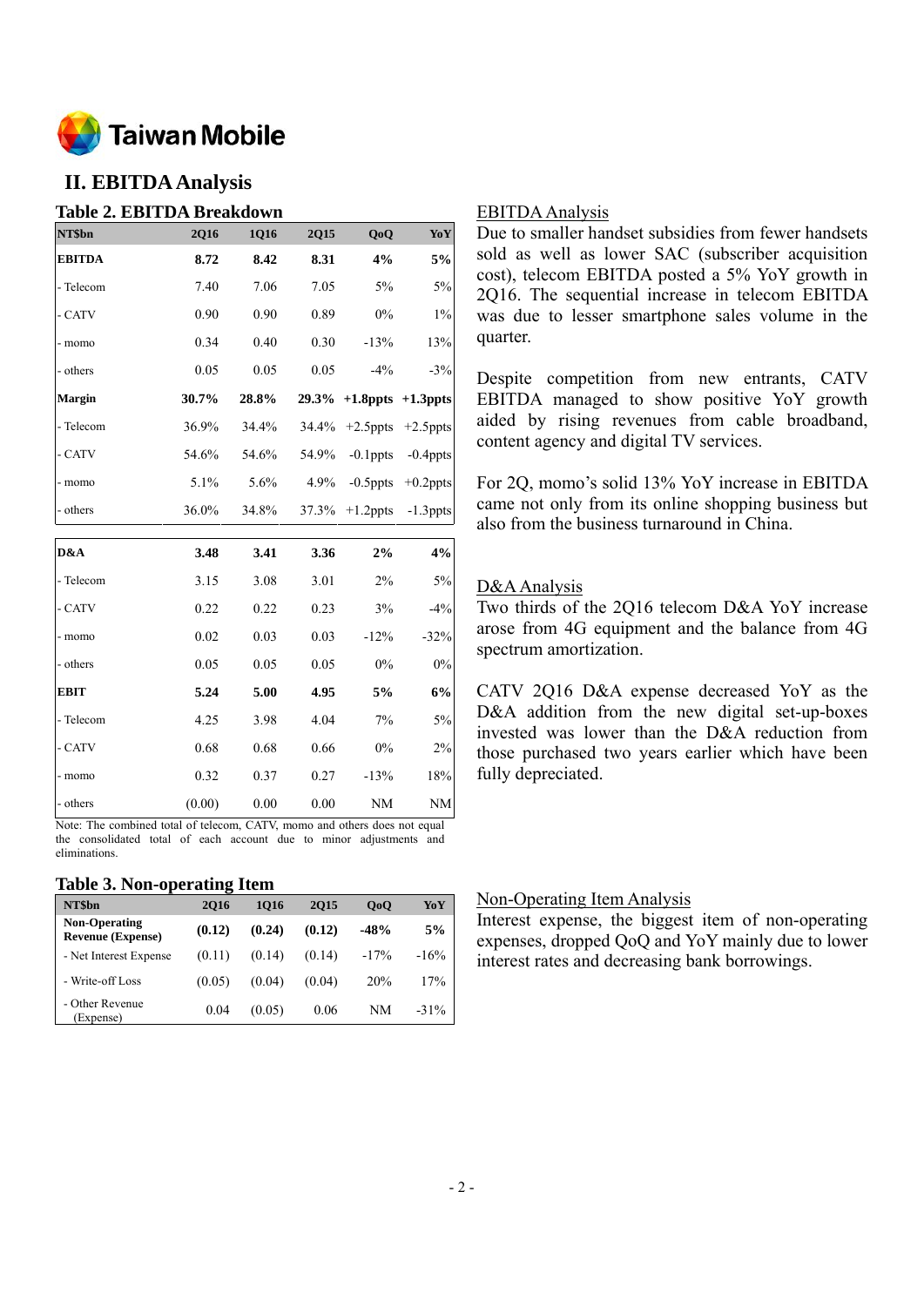## II. EBITDA Analysis

### Table 2. EBITDA Breakdown

| NT$bn | 2Q16 | 1Q16 | 2Q15 | QoQ | YoY |
|---|---|---|---|---|---|
| **EBITDA** | **8.72** | **8.42** | **8.31** | **4%** | **5%** |
| - Telecom | 7.40 | 7.06 | 7.05 | 5% | 5% |
| - CATV | 0.90 | 0.90 | 0.89 | 0% | 1% |
| - momo | 0.34 | 0.40 | 0.30 | -13% | 13% |
| - others | 0.05 | 0.05 | 0.05 | -4% | -3% |
| **Margin** | **30.7%** | **28.8%** | **29.3%** | **+1.8ppts** | **+1.3ppts** |
| - Telecom | 36.9% | 34.4% | 34.4% | +2.5ppts | +2.5ppts |
| - CATV | 54.6% | 54.6% | 54.9% | -0.1ppts | -0.4ppts |
| - momo | 5.1% | 5.6% | 4.9% | -0.5ppts | +0.2ppts |
| - others | 36.0% | 34.8% | 37.3% | +1.2ppts | -1.3ppts |

| NT$bn | 2Q16 | 1Q16 | 2Q15 | QoQ | YoY |
|---|---|---|---|---|---|
| **D&A** | **3.48** | **3.41** | **3.36** | **2%** | **4%** |
| - Telecom | 3.15 | 3.08 | 3.01 | 2% | 5% |
| - CATV | 0.22 | 0.22 | 0.23 | 3% | -4% |
| - momo | 0.02 | 0.03 | 0.03 | -12% | -32% |
| - others | 0.05 | 0.05 | 0.05 | 0% | 0% |
| **EBIT** | **5.24** | **5.00** | **4.95** | **5%** | **6%** |
| - Telecom | 4.25 | 3.98 | 4.04 | 7% | 5% |
| - CATV | 0.68 | 0.68 | 0.66 | 0% | 2% |
| - momo | 0.32 | 0.37 | 0.27 | -13% | 18% |
| - others | (0.00) | 0.00 | 0.00 | NM | NM |

Note: The combined total of telecom, CATV, momo and others does not equal the consolidated total of each account due to minor adjustments and eliminations.

EBITDA Analysis

Due to smaller handset subsidies from fewer handsets sold as well as lower SAC (subscriber acquisition cost), telecom EBITDA posted a 5% YoY growth in 2Q16. The sequential increase in telecom EBITDA was due to lesser smartphone sales volume in the quarter.

Despite competition from new entrants, CATV EBITDA managed to show positive YoY growth aided by rising revenues from cable broadband, content agency and digital TV services.

For 2Q, momo's solid 13% YoY increase in EBITDA came not only from its online shopping business but also from the business turnaround in China.

D&A Analysis

Two thirds of the 2Q16 telecom D&A YoY increase arose from 4G equipment and the balance from 4G spectrum amortization.

CATV 2Q16 D&A expense decreased YoY as the D&A addition from the new digital set-up-boxes invested was lower than the D&A reduction from those purchased two years earlier which have been fully depreciated.

### Table 3. Non-operating Item

| NT$bn | 2Q16 | 1Q16 | 2Q15 | QoQ | YoY |
|---|---|---|---|---|---|
| **Non-Operating Revenue (Expense)** | **(0.12)** | **(0.24)** | **(0.12)** | **-48%** | **5%** |
| - Net Interest Expense | (0.11) | (0.14) | (0.14) | -17% | -16% |
| - Write-off Loss | (0.05) | (0.04) | (0.04) | 20% | 17% |
| - Other Revenue (Expense) | 0.04 | (0.05) | 0.06 | NM | -31% |

Non-Operating Item Analysis

Interest expense, the biggest item of non-operating expenses, dropped QoQ and YoY mainly due to lower interest rates and decreasing bank borrowings.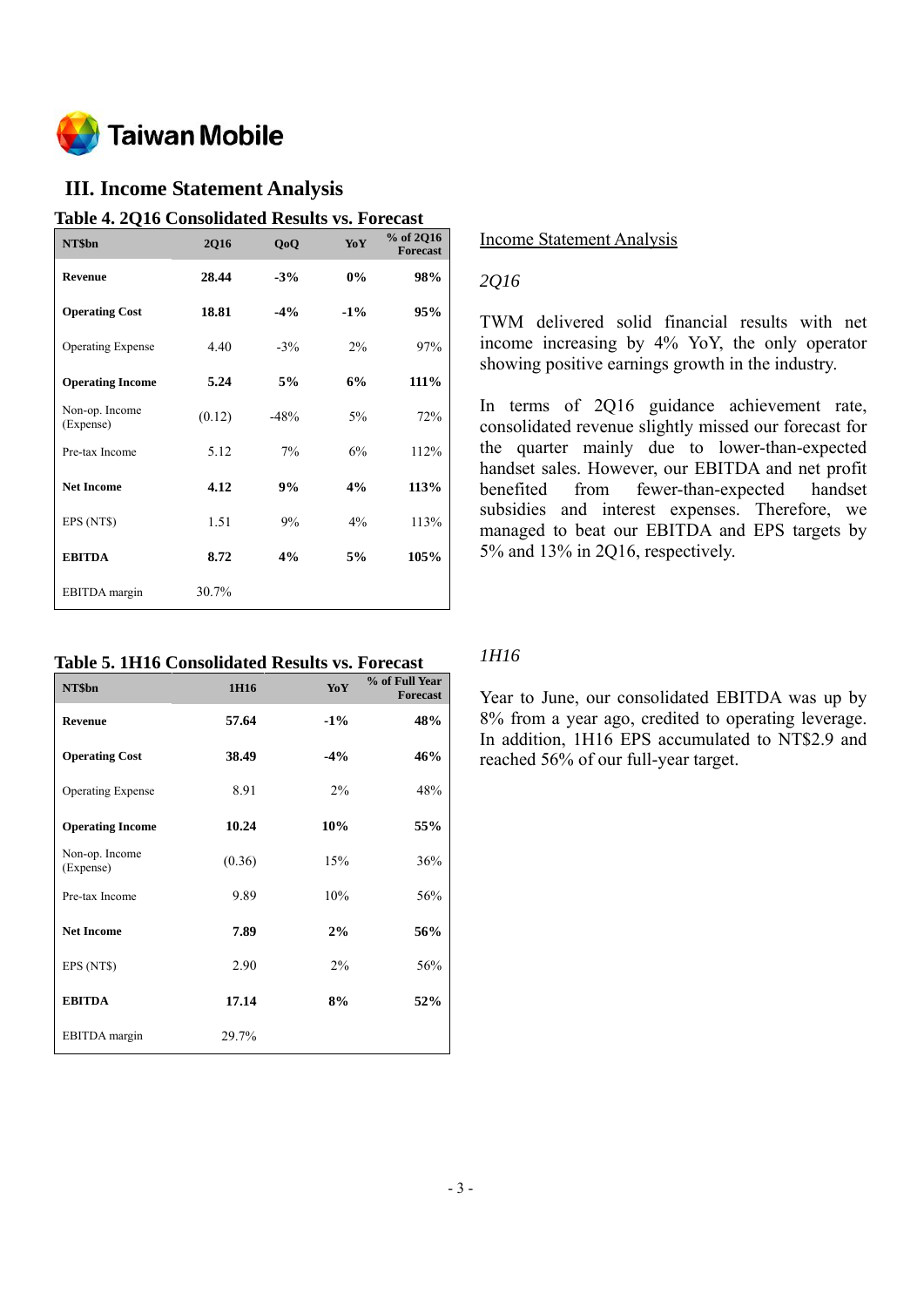## III. Income Statement Analysis

### Table 4. 2Q16 Consolidated Results vs. Forecast

| NT$bn | 2Q16 | QoQ | YoY | % of 2Q16 Forecast |
|---|---|---|---|---|
| **Revenue** | **28.44** | **-3%** | **0%** | **98%** |
| **Operating Cost** | **18.81** | **-4%** | **-1%** | **95%** |
| Operating Expense | 4.40 | -3% | 2% | 97% |
| **Operating Income** | **5.24** | **5%** | **6%** | **111%** |
| Non-op. Income (Expense) | (0.12) | -48% | 5% | 72% |
| Pre-tax Income | 5.12 | 7% | 6% | 112% |
| **Net Income** | **4.12** | **9%** | **4%** | **113%** |
| EPS (NT$) | 1.51 | 9% | 4% | 113% |
| **EBITDA** | **8.72** | **4%** | **5%** | **105%** |
| EBITDA margin | 30.7% | | | |

### Table 5. 1H16 Consolidated Results vs. Forecast

| NT$bn | 1H16 | YoY | % of Full Year Forecast |
|---|---|---|---|
| **Revenue** | **57.64** | **-1%** | **48%** |
| **Operating Cost** | **38.49** | **-4%** | **46%** |
| Operating Expense | 8.91 | 2% | 48% |
| **Operating Income** | **10.24** | **10%** | **55%** |
| Non-op. Income (Expense) | (0.36) | 15% | 36% |
| Pre-tax Income | 9.89 | 10% | 56% |
| **Net Income** | **7.89** | **2%** | **56%** |
| EPS (NT$) | 2.90 | 2% | 56% |
| **EBITDA** | **17.14** | **8%** | **52%** |
| EBITDA margin | 29.7% | | |

Income Statement Analysis

*2Q16*

TWM delivered solid financial results with net income increasing by 4% YoY, the only operator showing positive earnings growth in the industry.

In terms of 2Q16 guidance achievement rate, consolidated revenue slightly missed our forecast for the quarter mainly due to lower-than-expected handset sales. However, our EBITDA and net profit benefited from fewer-than-expected handset subsidies and interest expenses. Therefore, we managed to beat our EBITDA and EPS targets by 5% and 13% in 2Q16, respectively.

*1H16*

Year to June, our consolidated EBITDA was up by 8% from a year ago, credited to operating leverage. In addition, 1H16 EPS accumulated to NT$2.9 and reached 56% of our full-year target.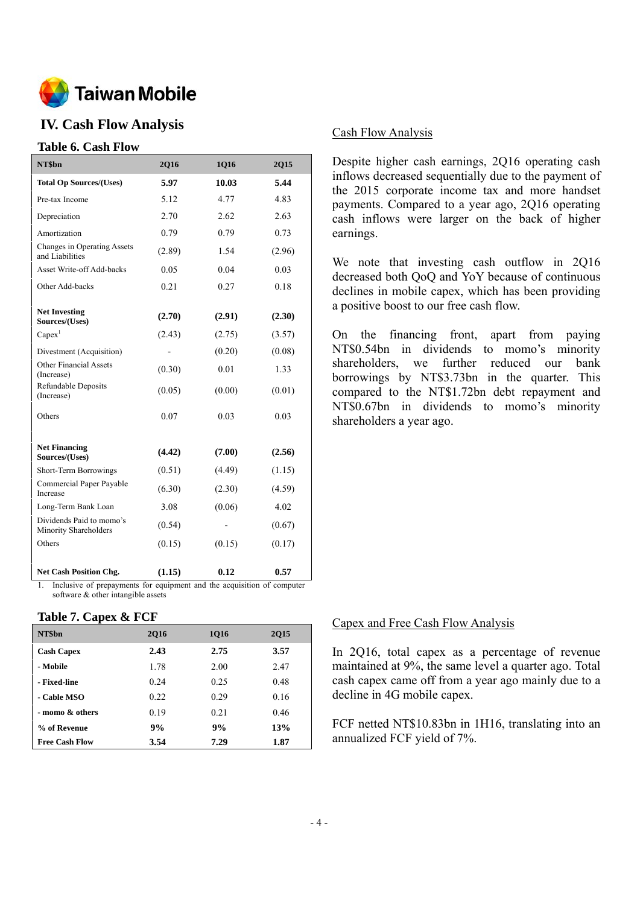Taiwan Mobile

# IV. Cash Flow Analysis

### Table 6. Cash Flow

| NT$bn | 2Q16 | 1Q16 | 2Q15 |
|---|---|---|---|
| **Total Op Sources/(Uses)** | **5.97** | **10.03** | **5.44** |
| Pre-tax Income | 5.12 | 4.77 | 4.83 |
| Depreciation | 2.70 | 2.62 | 2.63 |
| Amortization | 0.79 | 0.79 | 0.73 |
| Changes in Operating Assets and Liabilities | (2.89) | 1.54 | (2.96) |
| Asset Write-off Add-backs | 0.05 | 0.04 | 0.03 |
| Other Add-backs | 0.21 | 0.27 | 0.18 |
| **Net Investing Sources/(Uses)** | **(2.70)** | **(2.91)** | **(2.30)** |
| Capex[1] | (2.43) | (2.75) | (3.57) |
| Divestment (Acquisition) | - | (0.20) | (0.08) |
| Other Financial Assets (Increase) | (0.30) | 0.01 | 1.33 |
| Refundable Deposits (Increase) | (0.05) | (0.00) | (0.01) |
| Others | 0.07 | 0.03 | 0.03 |
| **Net Financing Sources/(Uses)** | **(4.42)** | **(7.00)** | **(2.56)** |
| Short-Term Borrowings | (0.51) | (4.49) | (1.15) |
| Commercial Paper Payable Increase | (6.30) | (2.30) | (4.59) |
| Long-Term Bank Loan | 3.08 | (0.06) | 4.02 |
| Dividends Paid to momo's Minority Shareholders | (0.54) | - | (0.67) |
| Others | (0.15) | (0.15) | (0.17) |
| **Net Cash Position Chg.** | **(1.15)** | **0.12** | **0.57** |

1. Inclusive of prepayments for equipment and the acquisition of computer software & other intangible assets

### Table 7. Capex & FCF

| NT$bn | 2Q16 | 1Q16 | 2Q15 |
|---|---|---|---|
| **Cash Capex** | **2.43** | **2.75** | **3.57** |
| **- Mobile** | 1.78 | 2.00 | 2.47 |
| **- Fixed-line** | 0.24 | 0.25 | 0.48 |
| **- Cable MSO** | 0.22 | 0.29 | 0.16 |
| **- momo & others** | 0.19 | 0.21 | 0.46 |
| **% of Revenue** | **9%** | **9%** | **13%** |
| **Free Cash Flow** | **3.54** | **7.29** | **1.87** |

## Cash Flow Analysis

Despite higher cash earnings, 2Q16 operating cash inflows decreased sequentially due to the payment of the 2015 corporate income tax and more handset payments. Compared to a year ago, 2Q16 operating cash inflows were larger on the back of higher earnings.

We note that investing cash outflow in 2Q16 decreased both QoQ and YoY because of continuous declines in mobile capex, which has been providing a positive boost to our free cash flow.

On the financing front, apart from paying NT$0.54bn in dividends to momo's minority shareholders, we further reduced our bank borrowings by NT$3.73bn in the quarter. This compared to the NT$1.72bn debt repayment and NT$0.67bn in dividends to momo's minority shareholders a year ago.

## Capex and Free Cash Flow Analysis

In 2Q16, total capex as a percentage of revenue maintained at 9%, the same level a quarter ago. Total cash capex came off from a year ago mainly due to a decline in 4G mobile capex.

FCF netted NT$10.83bn in 1H16, translating into an annualized FCF yield of 7%.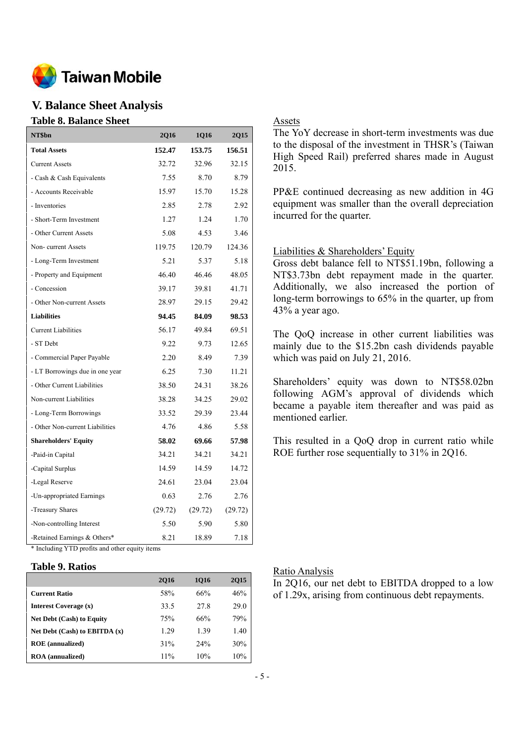## V. Balance Sheet Analysis

### Table 8. Balance Sheet

| NT$bn | 2Q16 | 1Q16 | 2Q15 |
|---|---|---|---|
| **Total Assets** | **152.47** | **153.75** | **156.51** |
| Current Assets | 32.72 | 32.96 | 32.15 |
| - Cash & Cash Equivalents | 7.55 | 8.70 | 8.79 |
| - Accounts Receivable | 15.97 | 15.70 | 15.28 |
| - Inventories | 2.85 | 2.78 | 2.92 |
| - Short-Term Investment | 1.27 | 1.24 | 1.70 |
| - Other Current Assets | 5.08 | 4.53 | 3.46 |
| Non- current Assets | 119.75 | 120.79 | 124.36 |
| - Long-Term Investment | 5.21 | 5.37 | 5.18 |
| - Property and Equipment | 46.40 | 46.46 | 48.05 |
| - Concession | 39.17 | 39.81 | 41.71 |
| - Other Non-current Assets | 28.97 | 29.15 | 29.42 |
| **Liabilities** | **94.45** | **84.09** | **98.53** |
| Current Liabilities | 56.17 | 49.84 | 69.51 |
| - ST Debt | 9.22 | 9.73 | 12.65 |
| - Commercial Paper Payable | 2.20 | 8.49 | 7.39 |
| - LT Borrowings due in one year | 6.25 | 7.30 | 11.21 |
| - Other Current Liabilities | 38.50 | 24.31 | 38.26 |
| Non-current Liabilities | 38.28 | 34.25 | 29.02 |
| - Long-Term Borrowings | 33.52 | 29.39 | 23.44 |
| - Other Non-current Liabilities | 4.76 | 4.86 | 5.58 |
| **Shareholders' Equity** | **58.02** | **69.66** | **57.98** |
| -Paid-in Capital | 34.21 | 34.21 | 34.21 |
| -Capital Surplus | 14.59 | 14.59 | 14.72 |
| -Legal Reserve | 24.61 | 23.04 | 23.04 |
| -Un-appropriated Earnings | 0.63 | 2.76 | 2.76 |
| -Treasury Shares | (29.72) | (29.72) | (29.72) |
| -Non-controlling Interest | 5.50 | 5.90 | 5.80 |
| -Retained Earnings & Others* | 8.21 | 18.89 | 7.18 |

\* Including YTD profits and other equity items

Assets

The YoY decrease in short-term investments was due to the disposal of the investment in THSR's (Taiwan High Speed Rail) preferred shares made in August 2015.

PP&E continued decreasing as new addition in 4G equipment was smaller than the overall depreciation incurred for the quarter.

Liabilities & Shareholders' Equity

Gross debt balance fell to NT$51.19bn, following a NT$3.73bn debt repayment made in the quarter. Additionally, we also increased the portion of long-term borrowings to 65% in the quarter, up from 43% a year ago.

The QoQ increase in other current liabilities was mainly due to the $15.2bn cash dividends payable which was paid on July 21, 2016.

Shareholders' equity was down to NT$58.02bn following AGM's approval of dividends which became a payable item thereafter and was paid as mentioned earlier.

This resulted in a QoQ drop in current ratio while ROE further rose sequentially to 31% in 2Q16.

### Table 9. Ratios

| | 2Q16 | 1Q16 | 2Q15 |
|---|---|---|---|
| **Current Ratio** | 58% | 66% | 46% |
| **Interest Coverage (x)** | 33.5 | 27.8 | 29.0 |
| **Net Debt (Cash) to Equity** | 75% | 66% | 79% |
| **Net Debt (Cash) to EBITDA (x)** | 1.29 | 1.39 | 1.40 |
| **ROE (annualized)** | 31% | 24% | 30% |
| **ROA (annualized)** | 11% | 10% | 10% |

Ratio Analysis

In 2Q16, our net debt to EBITDA dropped to a low of 1.29x, arising from continuous debt repayments.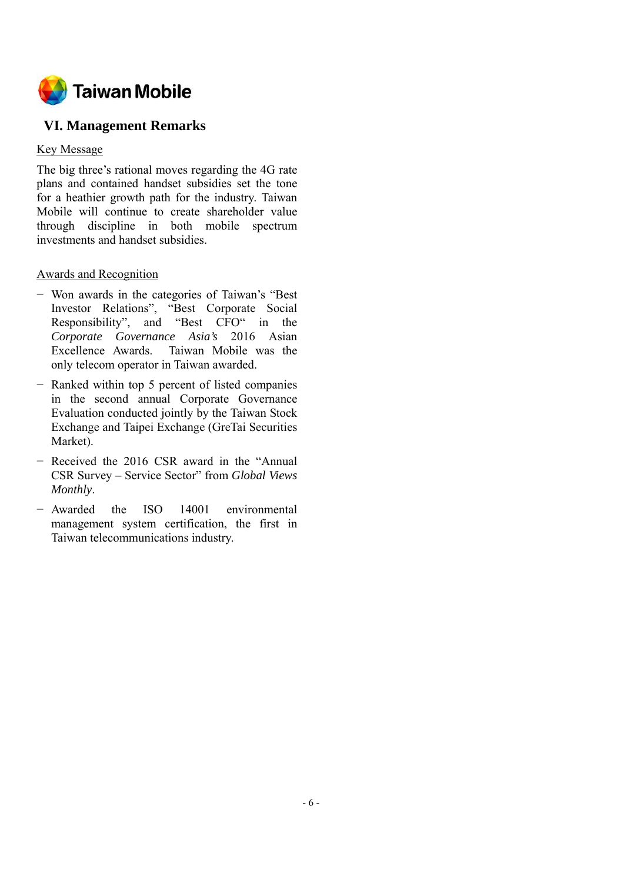## VI. Management Remarks

Key Message

The big three's rational moves regarding the 4G rate plans and contained handset subsidies set the tone for a heathier growth path for the industry. Taiwan Mobile will continue to create shareholder value through discipline in both mobile spectrum investments and handset subsidies.

Awards and Recognition

- Won awards in the categories of Taiwan's "Best Investor Relations", "Best Corporate Social Responsibility", and "Best CFO" in the *Corporate Governance Asia's* 2016 Asian Excellence Awards. Taiwan Mobile was the only telecom operator in Taiwan awarded.
- Ranked within top 5 percent of listed companies in the second annual Corporate Governance Evaluation conducted jointly by the Taiwan Stock Exchange and Taipei Exchange (GreTai Securities Market).
- Received the 2016 CSR award in the "Annual CSR Survey – Service Sector" from *Global Views Monthly*.
- Awarded the ISO 14001 environmental management system certification, the first in Taiwan telecommunications industry.